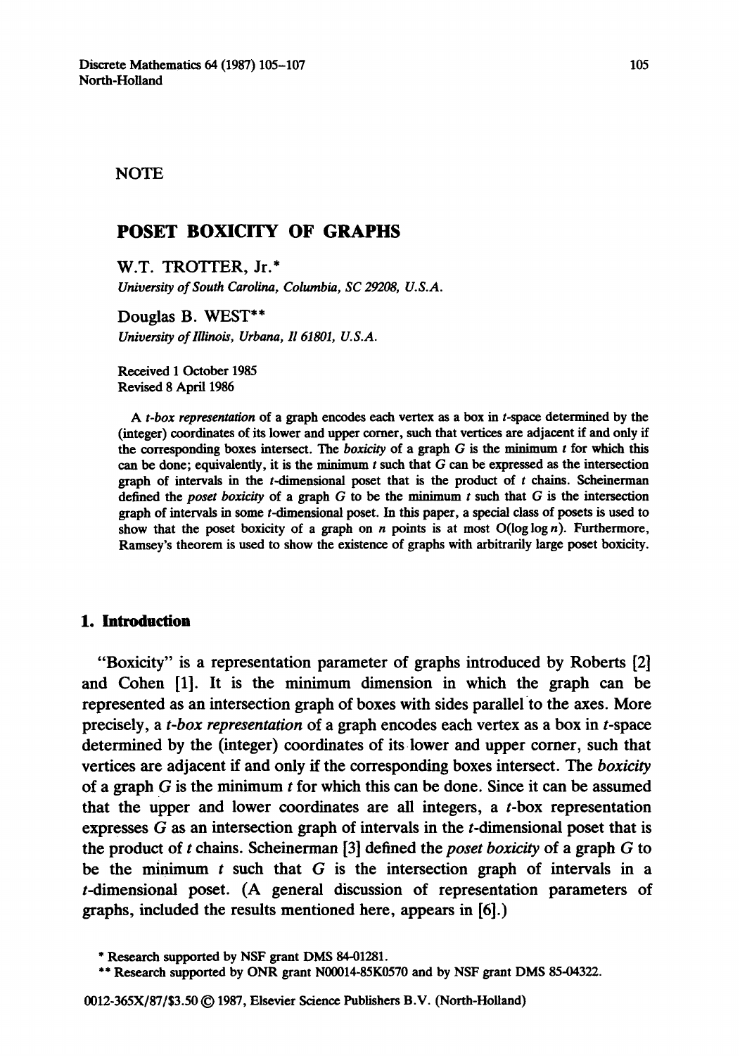NOTE

# POSET BOXICITY OF GRAPHS

W.T. TROTTER, Jr.*

*University of South Carolina, Columbia, SC 29208, U.S.A.*

Douglas B. WEST**

*University of Illinois, Urbana, Il 61801, U.S.A.*

Received 1 October 1985
Revised 8 April 1986

A *t-box representation* of a graph encodes each vertex as a box in $t$-space determined by the (integer) coordinates of its lower and upper corner, such that vertices are adjacent if and only if the corresponding boxes intersect. The *boxicity* of a graph $G$ is the minimum $t$ for which this can be done; equivalently, it is the minimum $t$ such that $G$ can be expressed as the intersection graph of intervals in the $t$-dimensional poset that is the product of $t$ chains. Scheinerman defined the *poset boxicity* of a graph $G$ to be the minimum $t$ such that $G$ is the intersection graph of intervals in some $t$-dimensional poset. In this paper, a special class of posets is used to show that the poset boxicity of a graph on $n$ points is at most $O(\log \log n)$. Furthermore, Ramsey's theorem is used to show the existence of graphs with arbitrarily large poset boxicity.

## 1. Introduction

"Boxicity" is a representation parameter of graphs introduced by Roberts [2] and Cohen [1]. It is the minimum dimension in which the graph can be represented as an intersection graph of boxes with sides parallel to the axes. More precisely, a *t-box representation* of a graph encodes each vertex as a box in $t$-space determined by the (integer) coordinates of its lower and upper corner, such that vertices are adjacent if and only if the corresponding boxes intersect. The *boxicity* of a graph $G$ is the minimum $t$ for which this can be done. Since it can be assumed that the upper and lower coordinates are all integers, a $t$-box representation expresses $G$ as an intersection graph of intervals in the $t$-dimensional poset that is the product of $t$ chains. Scheinerman [3] defined the *poset boxicity* of a graph $G$ to be the minimum $t$ such that $G$ is the intersection graph of intervals in a $t$-dimensional poset. (A general discussion of representation parameters of graphs, included the results mentioned here, appears in [6].)

* Research supported by NSF grant DMS 84-01281.

** Research supported by ONR grant N00014-85K0570 and by NSF grant DMS 85-04322.

0012-365X/87/$3.50 © 1987, Elsevier Science Publishers B.V. (North-Holland)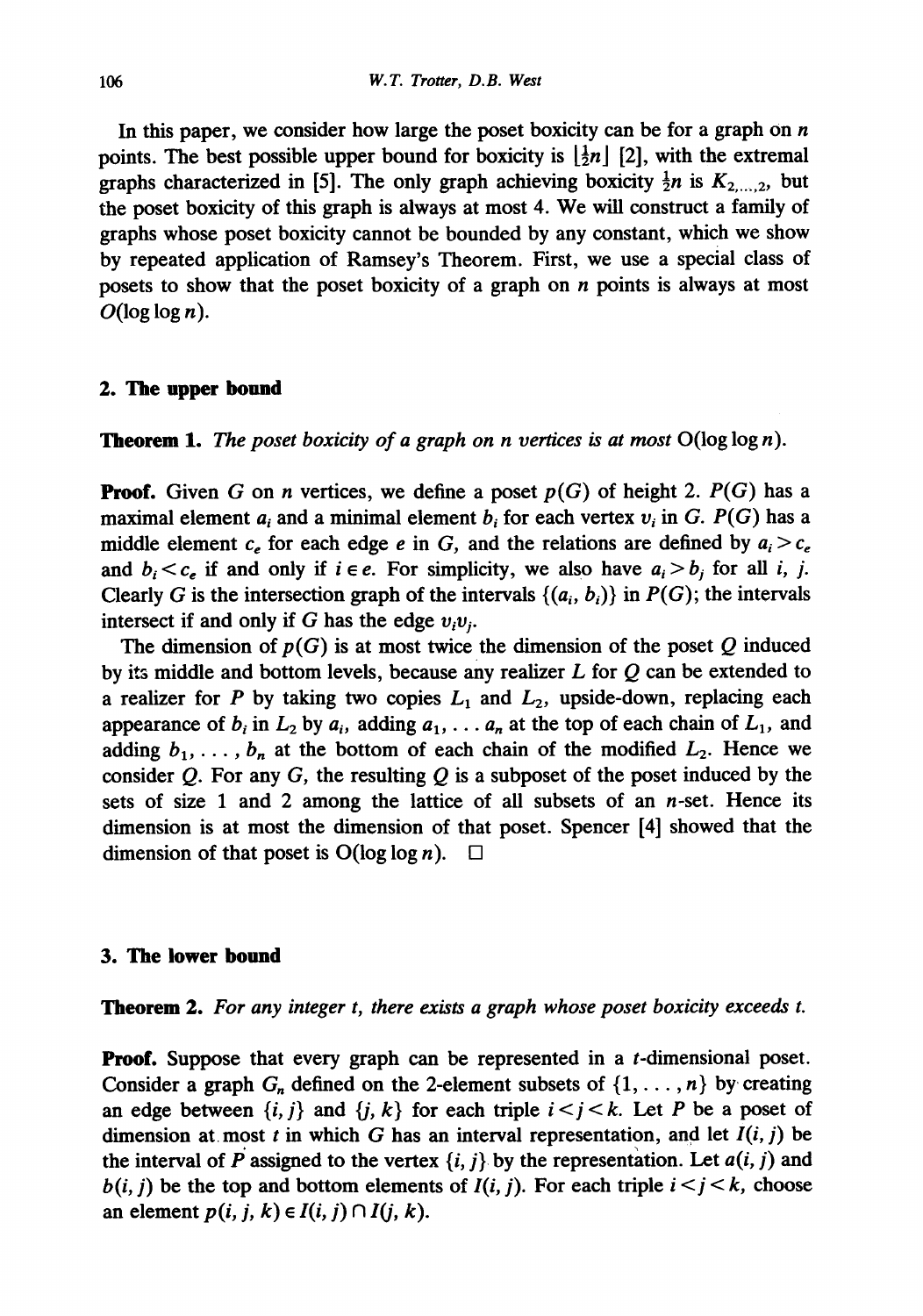In this paper, we consider how large the poset boxicity can be for a graph on $n$ points. The best possible upper bound for boxicity is $\lfloor \frac{1}{2}n \rfloor$ [2], with the extremal graphs characterized in [5]. The only graph achieving boxicity $\frac{1}{2}n$ is $K_{2,\ldots,2}$, but the poset boxicity of this graph is always at most 4. We will construct a family of graphs whose poset boxicity cannot be bounded by any constant, which we show by repeated application of Ramsey's Theorem. First, we use a special class of posets to show that the poset boxicity of a graph on $n$ points is always at most $O(\log \log n)$.

## 2. The upper bound

**Theorem 1.** *The poset boxicity of a graph on n vertices is at most* $O(\log \log n)$.

**Proof.** Given $G$ on $n$ vertices, we define a poset $p(G)$ of height 2. $P(G)$ has a maximal element $a_i$ and a minimal element $b_i$ for each vertex $v_i$ in $G$. $P(G)$ has a middle element $c_e$ for each edge $e$ in $G$, and the relations are defined by $a_i > c_e$ and $b_i < c_e$ if and only if $i \in e$. For simplicity, we also have $a_i > b_j$ for all $i$, $j$. Clearly $G$ is the intersection graph of the intervals $\{(a_i, b_i)\}$ in $P(G)$; the intervals intersect if and only if $G$ has the edge $v_i v_j$.

The dimension of $p(G)$ is at most twice the dimension of the poset $Q$ induced by its middle and bottom levels, because any realizer $L$ for $Q$ can be extended to a realizer for $P$ by taking two copies $L_1$ and $L_2$, upside-down, replacing each appearance of $b_i$ in $L_2$ by $a_i$, adding $a_1, \ldots a_n$ at the top of each chain of $L_1$, and adding $b_1, \ldots, b_n$ at the bottom of each chain of the modified $L_2$. Hence we consider $Q$. For any $G$, the resulting $Q$ is a subposet of the poset induced by the sets of size 1 and 2 among the lattice of all subsets of an $n$-set. Hence its dimension is at most the dimension of that poset. Spencer [4] showed that the dimension of that poset is $O(\log \log n)$. $\square$

## 3. The lower bound

**Theorem 2.** *For any integer t, there exists a graph whose poset boxicity exceeds t.*

**Proof.** Suppose that every graph can be represented in a $t$-dimensional poset. Consider a graph $G_n$ defined on the 2-element subsets of $\{1, \ldots, n\}$ by creating an edge between $\{i, j\}$ and $\{j, k\}$ for each triple $i < j < k$. Let $P$ be a poset of dimension at most $t$ in which $G$ has an interval representation, and let $I(i, j)$ be the interval of $P$ assigned to the vertex $\{i, j\}$ by the representation. Let $a(i, j)$ and $b(i, j)$ be the top and bottom elements of $I(i, j)$. For each triple $i < j < k$, choose an element $p(i, j, k) \in I(i, j) \cap I(j, k)$.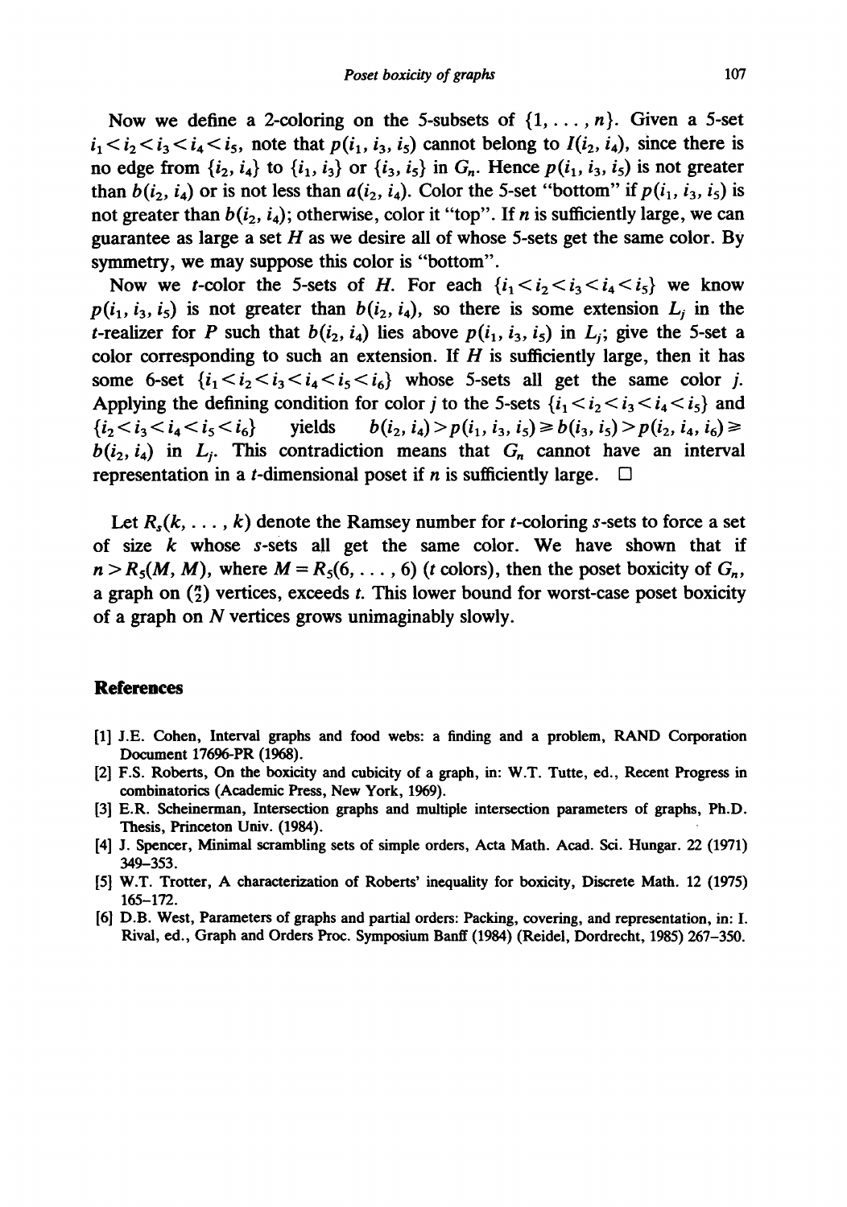Now we define a 2-coloring on the 5-subsets of $\{1, \ldots, n\}$. Given a 5-set $i_1 < i_2 < i_3 < i_4 < i_5$, note that $p(i_1, i_3, i_5)$ cannot belong to $I(i_2, i_4)$, since there is no edge from $\{i_2, i_4\}$ to $\{i_1, i_3\}$ or $\{i_3, i_5\}$ in $G_n$. Hence $p(i_1, i_3, i_5)$ is not greater than $b(i_2, i_4)$ or is not less than $a(i_2, i_4)$. Color the 5-set "bottom" if $p(i_1, i_3, i_5)$ is not greater than $b(i_2, i_4)$; otherwise, color it "top". If $n$ is sufficiently large, we can guarantee as large a set $H$ as we desire all of whose 5-sets get the same color. By symmetry, we may suppose this color is "bottom".

Now we $t$-color the 5-sets of $H$. For each $\{i_1 < i_2 < i_3 < i_4 < i_5\}$ we know $p(i_1, i_3, i_5)$ is not greater than $b(i_2, i_4)$, so there is some extension $L_j$ in the $t$-realizer for $P$ such that $b(i_2, i_4)$ lies above $p(i_1, i_3, i_5)$ in $L_j$; give the 5-set a color corresponding to such an extension. If $H$ is sufficiently large, then it has some 6-set $\{i_1 < i_2 < i_3 < i_4 < i_5 < i_6\}$ whose 5-sets all get the same color $j$. Applying the defining condition for color $j$ to the 5-sets $\{i_1 < i_2 < i_3 < i_4 < i_5\}$ and $\{i_2 < i_3 < i_4 < i_5 < i_6\}$ yields $b(i_2, i_4) > p(i_1, i_3, i_5) \geq b(i_3, i_5) > p(i_2, i_4, i_6) \geq b(i_2, i_4)$ in $L_j$. This contradiction means that $G_n$ cannot have an interval representation in a $t$-dimensional poset if $n$ is sufficiently large. □

Let $R_s(k, \ldots, k)$ denote the Ramsey number for $t$-coloring $s$-sets to force a set of size $k$ whose $s$-sets all get the same color. We have shown that if $n > R_5(M, M)$, where $M = R_5(6, \ldots, 6)$ ($t$ colors), then the poset boxicity of $G_n$, a graph on $\binom{n}{2}$ vertices, exceeds $t$. This lower bound for worst-case poset boxicity of a graph on $N$ vertices grows unimaginably slowly.

## References

[1] J.E. Cohen, Interval graphs and food webs: a finding and a problem, RAND Corporation Document 17696-PR (1968).

[2] F.S. Roberts, On the boxicity and cubicity of a graph, in: W.T. Tutte, ed., Recent Progress in combinatorics (Academic Press, New York, 1969).

[3] E.R. Scheinerman, Intersection graphs and multiple intersection parameters of graphs, Ph.D. Thesis, Princeton Univ. (1984).

[4] J. Spencer, Minimal scrambling sets of simple orders, Acta Math. Acad. Sci. Hungar. 22 (1971) 349–353.

[5] W.T. Trotter, A characterization of Roberts' inequality for boxicity, Discrete Math. 12 (1975) 165–172.

[6] D.B. West, Parameters of graphs and partial orders: Packing, covering, and representation, in: I. Rival, ed., Graph and Orders Proc. Symposium Banff (1984) (Reidel, Dordrecht, 1985) 267–350.